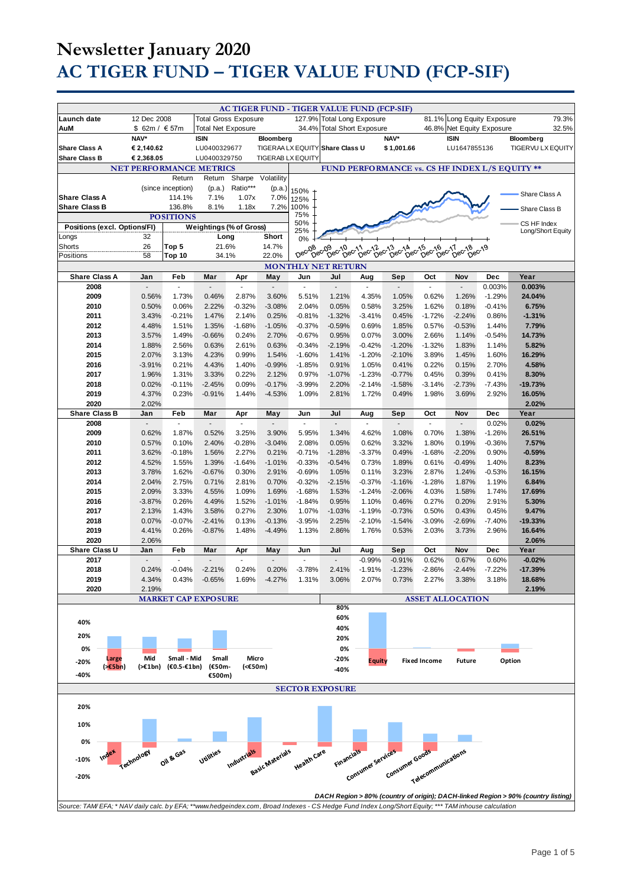# Newsletter January 2020

# AC TIGER FUND – TIGER VALUE FUND (FCP-SIF)

## AC TIGER FUND - TIGER VALUE FUND (FCP-SIF)

| | | | | | |
|---|---|---|---|---|---|
| Launch date | 12 Dec 2008 | Total Gross Exposure | 127.9% | Total Long Exposure | 81.1% |
| AuM | $ 62m / € 57m | Total Net Exposure | 34.4% | Total Short Exposure | 46.8% |
| | | | | Long Equity Exposure | 79.3% |
| | | | | Net Equity Exposure | 32.5% |

| | NAV* | ISIN | Bloomberg |
|---|---|---|---|
| Share Class A | € 2,140.62 | LU0400329677 | TIGERAA LX EQUITY |
| Share Class B | € 2,368.05 | LU0400329750 | TIGERAB LX EQUITY |
| Share Class U | $ 1,001.66 | LU1647855136 | TIGERVU LX EQUITY |

### NET PERFORMANCE METRICS

| | Return (since inception) | Return (p.a.) | Sharpe Ratio*** | Volatility (p.a.) |
|---|---|---|---|---|
| Share Class A | 114.1% | 7.1% | 1.07x | 7.0% |
| Share Class B | 136.8% | 8.1% | 1.18x | 7.2% |

### POSITIONS

| Positions (excl. Options/FI) | | Weightings (% of Gross) | Long | Short |
|---|---|---|---|---|
| Longs | 32 | Top 5 | 21.6% | 14.7% |
| Shorts | 26 | Top 10 | 34.1% | 22.0% |
| Positions | 58 | | | |

### FUND PERFORMANCE vs. CS HF INDEX L/S EQUITY **

Legend: Share Class A; Share Class B; CS HF Index Long/Short Equity

### MONTHLY NET RETURN

| Share Class A | Jan | Feb | Mar | Apr | May | Jun | Jul | Aug | Sep | Oct | Nov | Dec | Year |
|---|---|---|---|---|---|---|---|---|---|---|---|---|---|
| 2008 | - | - | - | - | - | - | - | - | - | - | - | 0.003% | **0.003%** |
| 2009 | 0.56% | 1.73% | 0.46% | 2.87% | 3.60% | 5.51% | 1.21% | 4.35% | 1.05% | 0.62% | 1.26% | -1.29% | **24.04%** |
| 2010 | 0.50% | 0.06% | 2.22% | -0.32% | -3.08% | 2.04% | 0.05% | 0.58% | 3.25% | 1.62% | 0.18% | -0.41% | **6.75%** |
| 2011 | 3.43% | -0.21% | 1.47% | 2.14% | 0.25% | -0.81% | -1.32% | -3.41% | 0.45% | -1.72% | -2.24% | 0.86% | **-1.31%** |
| 2012 | 4.48% | 1.51% | 1.35% | -1.68% | -1.05% | -0.37% | -0.59% | 0.69% | 1.85% | 0.57% | -0.53% | 1.44% | **7.79%** |
| 2013 | 3.57% | 1.49% | -0.66% | 0.24% | 2.70% | -0.67% | 0.95% | 0.07% | 3.00% | 2.66% | 1.14% | -0.54% | **14.73%** |
| 2014 | 1.88% | 2.56% | 0.63% | 2.61% | 0.63% | -0.34% | -2.19% | -0.42% | -1.20% | -1.32% | 1.83% | 1.14% | **5.82%** |
| 2015 | 2.07% | 3.13% | 4.23% | 0.99% | 1.54% | -1.60% | 1.41% | -1.20% | -2.10% | 3.89% | 1.45% | 1.60% | **16.29%** |
| 2016 | -3.91% | 0.21% | 4.43% | 1.40% | -0.99% | -1.85% | 0.91% | 1.05% | 0.41% | 0.22% | 0.15% | 2.70% | **4.58%** |
| 2017 | 1.96% | 1.31% | 3.33% | 0.22% | 2.12% | 0.97% | -1.07% | -1.23% | -0.77% | 0.45% | 0.39% | 0.41% | **8.30%** |
| 2018 | 0.02% | -0.11% | -2.45% | 0.09% | -0.17% | -3.99% | 2.20% | -2.14% | -1.58% | -3.14% | -2.73% | -7.43% | **-19.73%** |
| 2019 | 4.37% | 0.23% | -0.91% | 1.44% | -4.53% | 1.09% | 2.81% | 1.72% | 0.49% | 1.98% | 3.69% | 2.92% | **16.05%** |
| 2020 | 2.02% | | | | | | | | | | | | **2.02%** |

| Share Class B | Jan | Feb | Mar | Apr | May | Jun | Jul | Aug | Sep | Oct | Nov | Dec | Year |
|---|---|---|---|---|---|---|---|---|---|---|---|---|---|
| 2008 | - | - | - | - | - | - | - | - | - | - | - | 0.02% | **0.02%** |
| 2009 | 0.62% | 1.87% | 0.52% | 3.25% | 3.90% | 5.95% | 1.34% | 4.62% | 1.08% | 0.70% | 1.38% | -1.26% | **26.51%** |
| 2010 | 0.57% | 0.10% | 2.40% | -0.28% | -3.04% | 2.08% | 0.05% | 0.62% | 3.32% | 1.80% | 0.19% | -0.36% | **7.57%** |
| 2011 | 3.62% | -0.18% | 1.56% | 2.27% | 0.21% | -0.71% | -1.28% | -3.37% | 0.49% | -1.68% | -2.20% | 0.90% | **-0.59%** |
| 2012 | 4.52% | 1.55% | 1.39% | -1.64% | -1.01% | -0.33% | -0.54% | 0.73% | 1.89% | 0.61% | -0.49% | 1.40% | **8.23%** |
| 2013 | 3.78% | 1.62% | -0.67% | 0.30% | 2.91% | -0.69% | 1.05% | 0.11% | 3.23% | 2.87% | 1.24% | -0.53% | **16.15%** |
| 2014 | 2.04% | 2.75% | 0.71% | 2.81% | 0.70% | -0.32% | -2.15% | -0.37% | -1.16% | -1.28% | 1.87% | 1.19% | **6.84%** |
| 2015 | 2.09% | 3.33% | 4.55% | 1.09% | 1.69% | -1.68% | 1.53% | -1.24% | -2.06% | 4.03% | 1.58% | 1.74% | **17.69%** |
| 2016 | -3.87% | 0.26% | 4.49% | 1.52% | -1.01% | -1.84% | 0.95% | 1.10% | 0.46% | 0.27% | 0.20% | 2.91% | **5.30%** |
| 2017 | 2.13% | 1.43% | 3.58% | 0.27% | 2.30% | 1.07% | -1.03% | -1.19% | -0.73% | 0.50% | 0.43% | 0.45% | **9.47%** |
| 2018 | 0.07% | -0.07% | -2.41% | 0.13% | -0.13% | -3.95% | 2.25% | -2.10% | -1.54% | -3.09% | -2.69% | -7.40% | **-19.33%** |
| 2019 | 4.41% | 0.26% | -0.87% | 1.48% | -4.49% | 1.13% | 2.86% | 1.76% | 0.53% | 2.03% | 3.73% | 2.96% | **16.64%** |
| 2020 | 2.06% | | | | | | | | | | | | **2.06%** |

| Share Class U | Jan | Feb | Mar | Apr | May | Jun | Jul | Aug | Sep | Oct | Nov | Dec | Year |
|---|---|---|---|---|---|---|---|---|---|---|---|---|---|
| 2017 | - | - | - | - | - | - | - | -0.99% | -0.91% | 0.62% | 0.67% | 0.60% | **-0.02%** |
| 2018 | 0.24% | -0.04% | -2.21% | 0.24% | 0.20% | -3.78% | 2.41% | -1.91% | -1.23% | -2.86% | -2.44% | -7.22% | **-17.39%** |
| 2019 | 4.34% | 0.43% | -0.65% | 1.69% | -4.27% | 1.31% | 3.06% | 2.07% | 0.73% | 2.27% | 3.38% | 3.18% | **18.68%** |
| 2020 | 2.19% | | | | | | | | | | | | **2.19%** |

### MARKET CAP EXPOSURE

Large (>€5bn); Mid (>€1bn); Small - Mid (€0.5-€1bn); Small (€50m-€500m); Micro (<€50m)

### ASSET ALLOCATION

Equity; Fixed Income; Future; Option

### SECTOR EXPOSURE

Index; Technology; Oil & Gas; Utilities; Industrials; Basic Materials; Health Care; Financials; Consumer Services; Consumer Goods; Telecommunications

*DACH Region > 80% (country of origin); DACH-linked Region > 90% (country listing)*

*Source: TAM/ EFA; * NAV daily calc. by EFA; **www.hedgeindex.com, Broad Indexes - CS Hedge Fund Index Long/Short Equity; *** TAM inhouse calculation*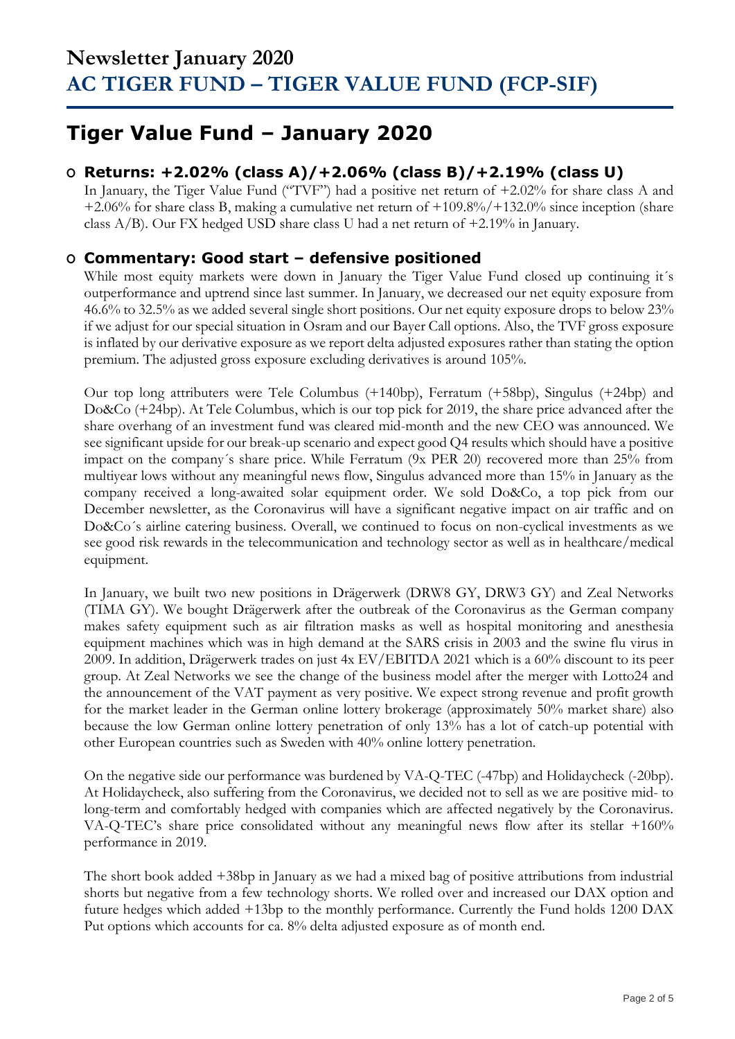# Newsletter January 2020
# AC TIGER FUND – TIGER VALUE FUND (FCP-SIF)

## Tiger Value Fund – January 2020

### o Returns: +2.02% (class A)/+2.06% (class B)/+2.19% (class U)

In January, the Tiger Value Fund ("TVF") had a positive net return of +2.02% for share class A and +2.06% for share class B, making a cumulative net return of +109.8%/+132.0% since inception (share class A/B). Our FX hedged USD share class U had a net return of +2.19% in January.

### o Commentary: Good start – defensive positioned

While most equity markets were down in January the Tiger Value Fund closed up continuing it´s outperformance and uptrend since last summer. In January, we decreased our net equity exposure from 46.6% to 32.5% as we added several single short positions. Our net equity exposure drops to below 23% if we adjust for our special situation in Osram and our Bayer Call options. Also, the TVF gross exposure is inflated by our derivative exposure as we report delta adjusted exposures rather than stating the option premium. The adjusted gross exposure excluding derivatives is around 105%.

Our top long attributers were Tele Columbus (+140bp), Ferratum (+58bp), Singulus (+24bp) and Do&Co (+24bp). At Tele Columbus, which is our top pick for 2019, the share price advanced after the share overhang of an investment fund was cleared mid-month and the new CEO was announced. We see significant upside for our break-up scenario and expect good Q4 results which should have a positive impact on the company´s share price. While Ferratum (9x PER 20) recovered more than 25% from multiyear lows without any meaningful news flow, Singulus advanced more than 15% in January as the company received a long-awaited solar equipment order. We sold Do&Co, a top pick from our December newsletter, as the Coronavirus will have a significant negative impact on air traffic and on Do&Co´s airline catering business. Overall, we continued to focus on non-cyclical investments as we see good risk rewards in the telecommunication and technology sector as well as in healthcare/medical equipment.

In January, we built two new positions in Drägerwerk (DRW8 GY, DRW3 GY) and Zeal Networks (TIMA GY). We bought Drägerwerk after the outbreak of the Coronavirus as the German company makes safety equipment such as air filtration masks as well as hospital monitoring and anesthesia equipment machines which was in high demand at the SARS crisis in 2003 and the swine flu virus in 2009. In addition, Drägerwerk trades on just 4x EV/EBITDA 2021 which is a 60% discount to its peer group. At Zeal Networks we see the change of the business model after the merger with Lotto24 and the announcement of the VAT payment as very positive. We expect strong revenue and profit growth for the market leader in the German online lottery brokerage (approximately 50% market share) also because the low German online lottery penetration of only 13% has a lot of catch-up potential with other European countries such as Sweden with 40% online lottery penetration.

On the negative side our performance was burdened by VA-Q-TEC (-47bp) and Holidaycheck (-20bp). At Holidaycheck, also suffering from the Coronavirus, we decided not to sell as we are positive mid- to long-term and comfortably hedged with companies which are affected negatively by the Coronavirus. VA-Q-TEC's share price consolidated without any meaningful news flow after its stellar +160% performance in 2019.

The short book added +38bp in January as we had a mixed bag of positive attributions from industrial shorts but negative from a few technology shorts. We rolled over and increased our DAX option and future hedges which added +13bp to the monthly performance. Currently the Fund holds 1200 DAX Put options which accounts for ca. 8% delta adjusted exposure as of month end.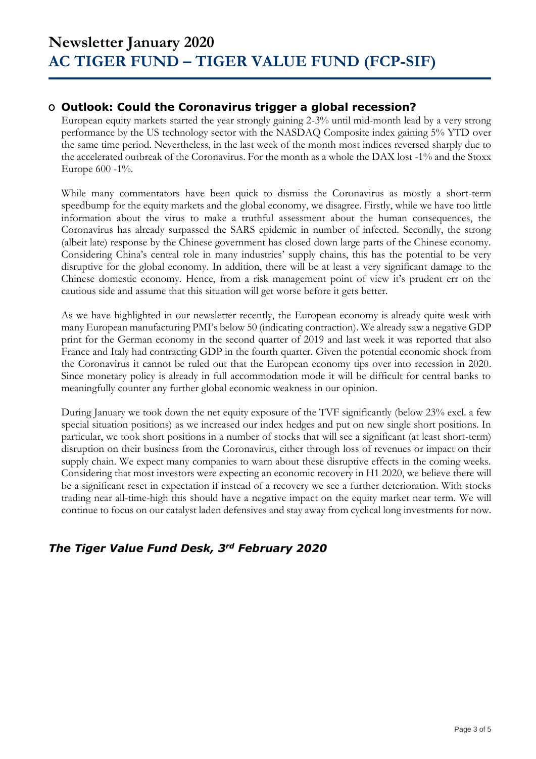# Newsletter January 2020
# AC TIGER FUND – TIGER VALUE FUND (FCP-SIF)

## Outlook: Could the Coronavirus trigger a global recession?

European equity markets started the year strongly gaining 2-3% until mid-month lead by a very strong performance by the US technology sector with the NASDAQ Composite index gaining 5% YTD over the same time period. Nevertheless, in the last week of the month most indices reversed sharply due to the accelerated outbreak of the Coronavirus. For the month as a whole the DAX lost -1% and the Stoxx Europe 600 -1%.

While many commentators have been quick to dismiss the Coronavirus as mostly a short-term speedbump for the equity markets and the global economy, we disagree. Firstly, while we have too little information about the virus to make a truthful assessment about the human consequences, the Coronavirus has already surpassed the SARS epidemic in number of infected. Secondly, the strong (albeit late) response by the Chinese government has closed down large parts of the Chinese economy. Considering China's central role in many industries' supply chains, this has the potential to be very disruptive for the global economy. In addition, there will be at least a very significant damage to the Chinese domestic economy. Hence, from a risk management point of view it's prudent err on the cautious side and assume that this situation will get worse before it gets better.

As we have highlighted in our newsletter recently, the European economy is already quite weak with many European manufacturing PMI's below 50 (indicating contraction). We already saw a negative GDP print for the German economy in the second quarter of 2019 and last week it was reported that also France and Italy had contracting GDP in the fourth quarter. Given the potential economic shock from the Coronavirus it cannot be ruled out that the European economy tips over into recession in 2020. Since monetary policy is already in full accommodation mode it will be difficult for central banks to meaningfully counter any further global economic weakness in our opinion.

During January we took down the net equity exposure of the TVF significantly (below 23% excl. a few special situation positions) as we increased our index hedges and put on new single short positions. In particular, we took short positions in a number of stocks that will see a significant (at least short-term) disruption on their business from the Coronavirus, either through loss of revenues or impact on their supply chain. We expect many companies to warn about these disruptive effects in the coming weeks. Considering that most investors were expecting an economic recovery in H1 2020, we believe there will be a significant reset in expectation if instead of a recovery we see a further deterioration. With stocks trading near all-time-high this should have a negative impact on the equity market near term. We will continue to focus on our catalyst laden defensives and stay away from cyclical long investments for now.

***The Tiger Value Fund Desk, 3rd February 2020***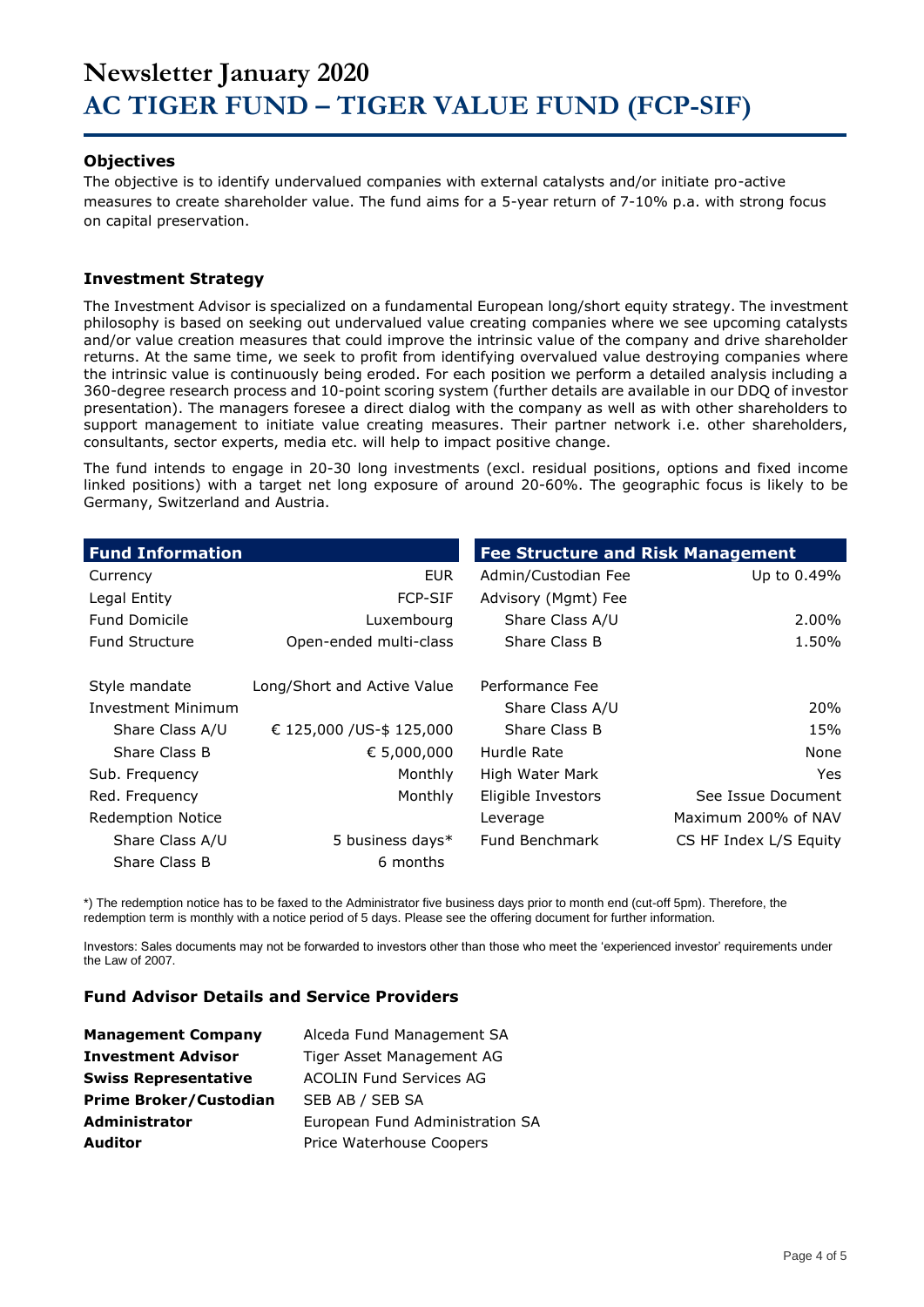# Newsletter January 2020
# AC TIGER FUND – TIGER VALUE FUND (FCP-SIF)

### Objectives

The objective is to identify undervalued companies with external catalysts and/or initiate pro-active measures to create shareholder value. The fund aims for a 5-year return of 7-10% p.a. with strong focus on capital preservation.

### Investment Strategy

The Investment Advisor is specialized on a fundamental European long/short equity strategy. The investment philosophy is based on seeking out undervalued value creating companies where we see upcoming catalysts and/or value creation measures that could improve the intrinsic value of the company and drive shareholder returns. At the same time, we seek to profit from identifying overvalued value destroying companies where the intrinsic value is continuously being eroded. For each position we perform a detailed analysis including a 360-degree research process and 10-point scoring system (further details are available in our DDQ of investor presentation). The managers foresee a direct dialog with the company as well as with other shareholders to support management to initiate value creating measures. Their partner network i.e. other shareholders, consultants, sector experts, media etc. will help to impact positive change.

The fund intends to engage in 20-30 long investments (excl. residual positions, options and fixed income linked positions) with a target net long exposure of around 20-60%. The geographic focus is likely to be Germany, Switzerland and Austria.

| Fund Information | |
|---|---|
| Currency | EUR |
| Legal Entity | FCP-SIF |
| Fund Domicile | Luxembourg |
| Fund Structure | Open-ended multi-class |
| Style mandate | Long/Short and Active Value |
| Investment Minimum | |
| Share Class A/U | € 125,000 /US-$ 125,000 |
| Share Class B | € 5,000,000 |
| Sub. Frequency | Monthly |
| Red. Frequency | Monthly |
| Redemption Notice | |
| Share Class A/U | 5 business days* |
| Share Class B | 6 months |

| Fee Structure and Risk Management | |
|---|---|
| Admin/Custodian Fee | Up to 0.49% |
| Advisory (Mgmt) Fee | |
| Share Class A/U | 2.00% |
| Share Class B | 1.50% |
| Performance Fee | |
| Share Class A/U | 20% |
| Share Class B | 15% |
| Hurdle Rate | None |
| High Water Mark | Yes |
| Eligible Investors | See Issue Document |
| Leverage | Maximum 200% of NAV |
| Fund Benchmark | CS HF Index L/S Equity |

*) The redemption notice has to be faxed to the Administrator five business days prior to month end (cut-off 5pm). Therefore, the redemption term is monthly with a notice period of 5 days. Please see the offering document for further information.

Investors: Sales documents may not be forwarded to investors other than those who meet the 'experienced investor' requirements under the Law of 2007.

### Fund Advisor Details and Service Providers

| | |
|---|---|
| **Management Company** | Alceda Fund Management SA |
| **Investment Advisor** | Tiger Asset Management AG |
| **Swiss Representative** | ACOLIN Fund Services AG |
| **Prime Broker/Custodian** | SEB AB / SEB SA |
| **Administrator** | European Fund Administration SA |
| **Auditor** | Price Waterhouse Coopers |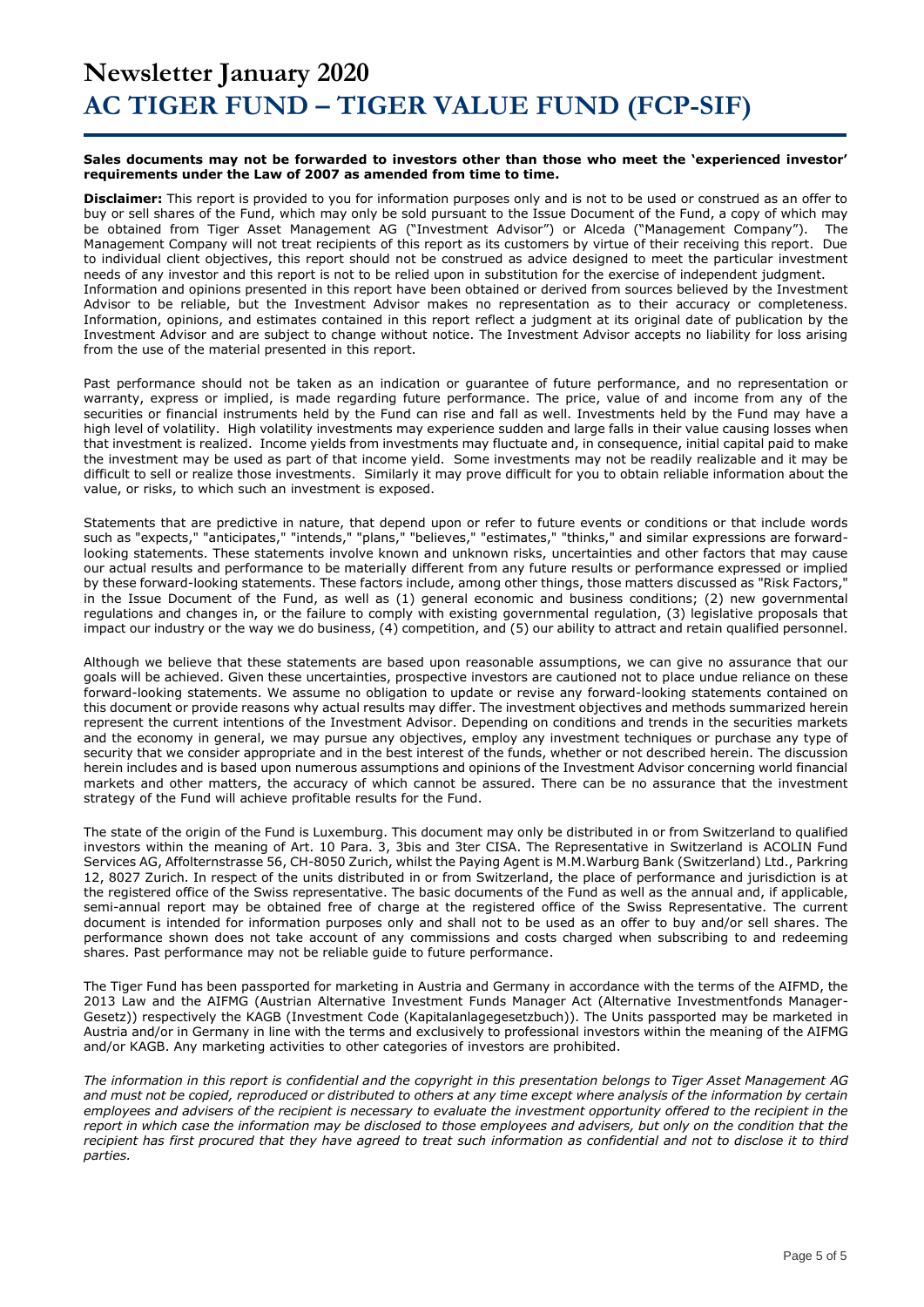# Newsletter January 2020

# AC TIGER FUND – TIGER VALUE FUND (FCP-SIF)

**Sales documents may not be forwarded to investors other than those who meet the 'experienced investor' requirements under the Law of 2007 as amended from time to time.**

**Disclaimer:** This report is provided to you for information purposes only and is not to be used or construed as an offer to buy or sell shares of the Fund, which may only be sold pursuant to the Issue Document of the Fund, a copy of which may be obtained from Tiger Asset Management AG ("Investment Advisor") or Alceda ("Management Company"). The Management Company will not treat recipients of this report as its customers by virtue of their receiving this report. Due to individual client objectives, this report should not be construed as advice designed to meet the particular investment needs of any investor and this report is not to be relied upon in substitution for the exercise of independent judgment. Information and opinions presented in this report have been obtained or derived from sources believed by the Investment Advisor to be reliable, but the Investment Advisor makes no representation as to their accuracy or completeness. Information, opinions, and estimates contained in this report reflect a judgment at its original date of publication by the Investment Advisor and are subject to change without notice. The Investment Advisor accepts no liability for loss arising from the use of the material presented in this report.

Past performance should not be taken as an indication or guarantee of future performance, and no representation or warranty, express or implied, is made regarding future performance. The price, value of and income from any of the securities or financial instruments held by the Fund can rise and fall as well. Investments held by the Fund may have a high level of volatility. High volatility investments may experience sudden and large falls in their value causing losses when that investment is realized. Income yields from investments may fluctuate and, in consequence, initial capital paid to make the investment may be used as part of that income yield. Some investments may not be readily realizable and it may be difficult to sell or realize those investments. Similarly it may prove difficult for you to obtain reliable information about the value, or risks, to which such an investment is exposed.

Statements that are predictive in nature, that depend upon or refer to future events or conditions or that include words such as "expects," "anticipates," "intends," "plans," "believes," "estimates," "thinks," and similar expressions are forward-looking statements. These statements involve known and unknown risks, uncertainties and other factors that may cause our actual results and performance to be materially different from any future results or performance expressed or implied by these forward-looking statements. These factors include, among other things, those matters discussed as "Risk Factors," in the Issue Document of the Fund, as well as (1) general economic and business conditions; (2) new governmental regulations and changes in, or the failure to comply with existing governmental regulation, (3) legislative proposals that impact our industry or the way we do business, (4) competition, and (5) our ability to attract and retain qualified personnel.

Although we believe that these statements are based upon reasonable assumptions, we can give no assurance that our goals will be achieved. Given these uncertainties, prospective investors are cautioned not to place undue reliance on these forward-looking statements. We assume no obligation to update or revise any forward-looking statements contained on this document or provide reasons why actual results may differ. The investment objectives and methods summarized herein represent the current intentions of the Investment Advisor. Depending on conditions and trends in the securities markets and the economy in general, we may pursue any objectives, employ any investment techniques or purchase any type of security that we consider appropriate and in the best interest of the funds, whether or not described herein. The discussion herein includes and is based upon numerous assumptions and opinions of the Investment Advisor concerning world financial markets and other matters, the accuracy of which cannot be assured. There can be no assurance that the investment strategy of the Fund will achieve profitable results for the Fund.

The state of the origin of the Fund is Luxemburg. This document may only be distributed in or from Switzerland to qualified investors within the meaning of Art. 10 Para. 3, 3bis and 3ter CISA. The Representative in Switzerland is ACOLIN Fund Services AG, Affolternstrasse 56, CH-8050 Zurich, whilst the Paying Agent is M.M.Warburg Bank (Switzerland) Ltd., Parkring 12, 8027 Zurich. In respect of the units distributed in or from Switzerland, the place of performance and jurisdiction is at the registered office of the Swiss representative. The basic documents of the Fund as well as the annual and, if applicable, semi-annual report may be obtained free of charge at the registered office of the Swiss Representative. The current document is intended for information purposes only and shall not to be used as an offer to buy and/or sell shares. The performance shown does not take account of any commissions and costs charged when subscribing to and redeeming shares. Past performance may not be reliable guide to future performance.

The Tiger Fund has been passported for marketing in Austria and Germany in accordance with the terms of the AIFMD, the 2013 Law and the AIFMG (Austrian Alternative Investment Funds Manager Act (Alternative Investmentfonds Manager-Gesetz)) respectively the KAGB (Investment Code (Kapitalanlagegesetzbuch)). The Units passported may be marketed in Austria and/or in Germany in line with the terms and exclusively to professional investors within the meaning of the AIFMG and/or KAGB. Any marketing activities to other categories of investors are prohibited.

*The information in this report is confidential and the copyright in this presentation belongs to Tiger Asset Management AG and must not be copied, reproduced or distributed to others at any time except where analysis of the information by certain employees and advisers of the recipient is necessary to evaluate the investment opportunity offered to the recipient in the report in which case the information may be disclosed to those employees and advisers, but only on the condition that the recipient has first procured that they have agreed to treat such information as confidential and not to disclose it to third parties.*